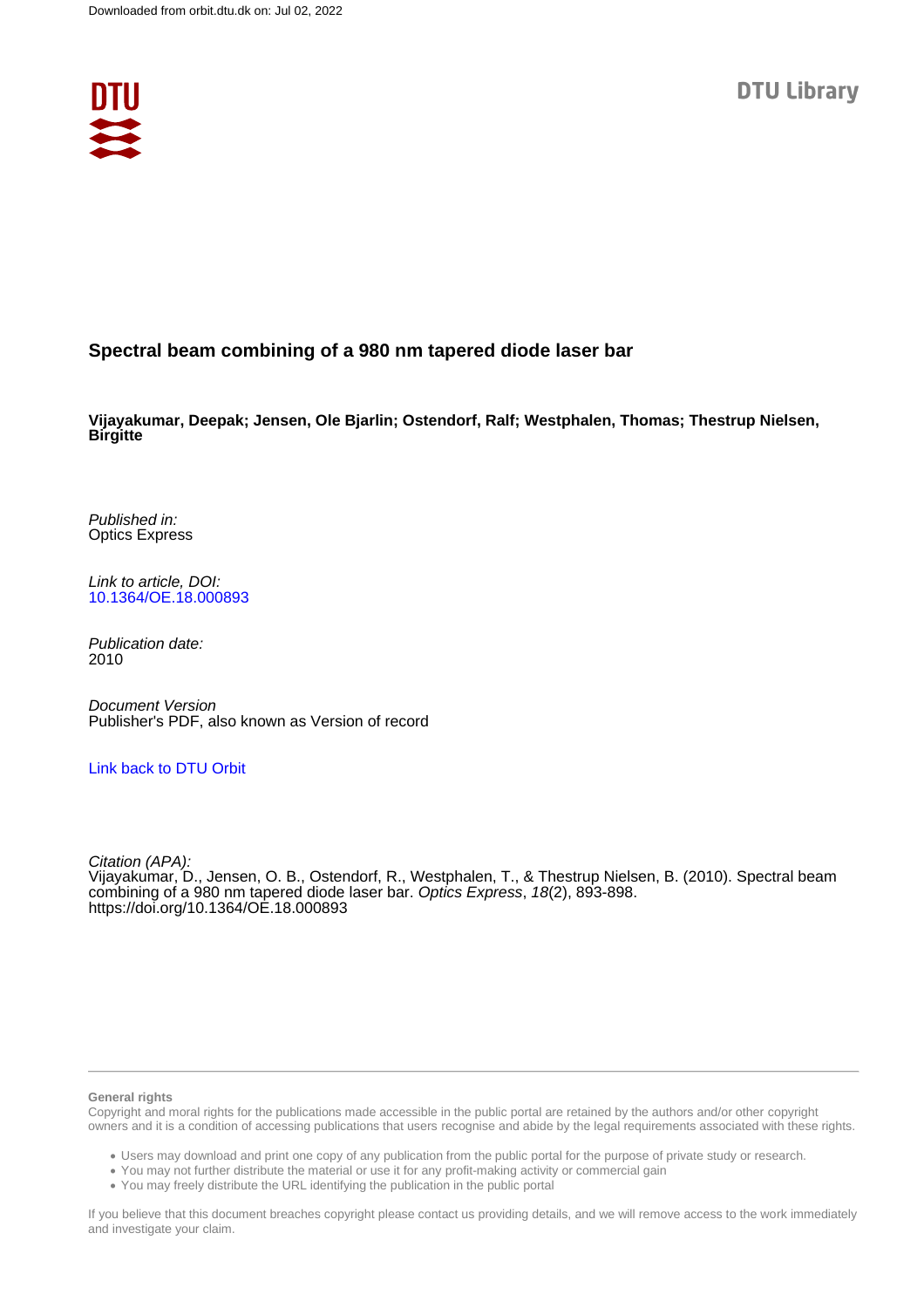Downloaded from orbit.dtu.dk on: Jul 02, 2022

DTU Library

# Spectral beam combining of a 980 nm tapered diode laser bar

**Vijayakumar, Deepak; Jensen, Ole Bjarlin; Ostendorf, Ralf; Westphalen, Thomas; Thestrup Nielsen, Birgitte**

*Published in:*
Optics Express

*Link to article, DOI:*
[10.1364/OE.18.000893](https://doi.org/10.1364/OE.18.000893)

*Publication date:*
2010

*Document Version*
Publisher's PDF, also known as Version of record

[Link back to DTU Orbit](https://orbit.dtu.dk)

*Citation (APA):*
Vijayakumar, D., Jensen, O. B., Ostendorf, R., Westphalen, T., & Thestrup Nielsen, B. (2010). Spectral beam combining of a 980 nm tapered diode laser bar. *Optics Express*, *18*(2), 893-898. https://doi.org/10.1364/OE.18.000893

**General rights**

Copyright and moral rights for the publications made accessible in the public portal are retained by the authors and/or other copyright owners and it is a condition of accessing publications that users recognise and abide by the legal requirements associated with these rights.

- Users may download and print one copy of any publication from the public portal for the purpose of private study or research.
- You may not further distribute the material or use it for any profit-making activity or commercial gain
- You may freely distribute the URL identifying the publication in the public portal

If you believe that this document breaches copyright please contact us providing details, and we will remove access to the work immediately and investigate your claim.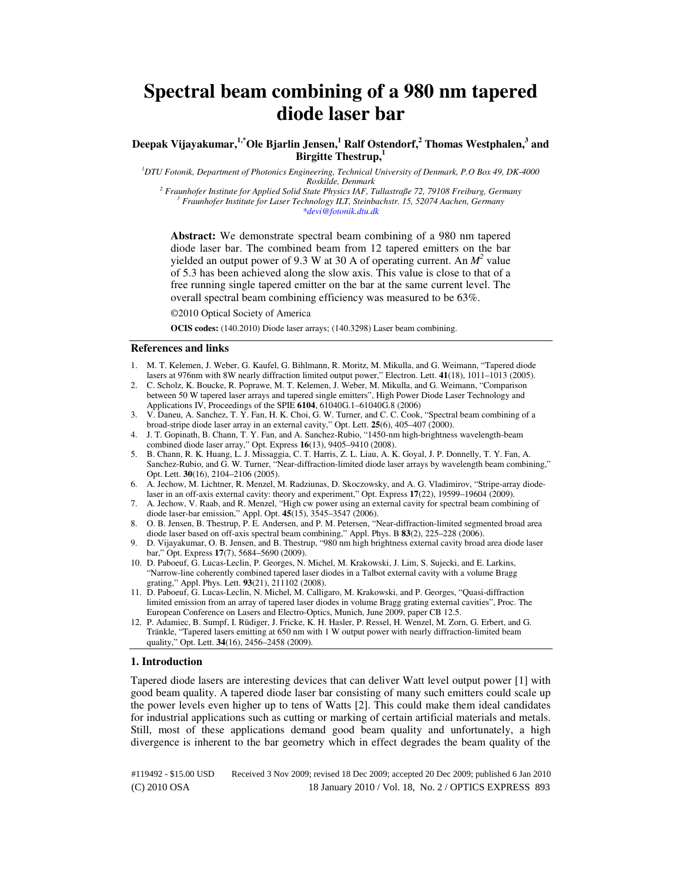# Spectral beam combining of a 980 nm tapered diode laser bar

**Deepak Vijayakumar,[1,*] Ole Bjarlin Jensen,[1] Ralf Ostendorf,[2] Thomas Westphalen,[3] and Birgitte Thestrup,[1]**

[1] *DTU Fotonik, Department of Photonics Engineering, Technical University of Denmark, P.O Box 49, DK-4000 Roskilde, Denmark*

[2] *Fraunhofer Institute for Applied Solid State Physics IAF, Tullastraße 72, 79108 Freiburg, Germany*

[3] *Fraunhofer Institute for Laser Technology ILT, Steinbachstr. 15, 52074 Aachen, Germany*

*devi@fotonik.dtu.dk

**Abstract:** We demonstrate spectral beam combining of a 980 nm tapered diode laser bar. The combined beam from 12 tapered emitters on the bar yielded an output power of 9.3 W at 30 A of operating current. An $M^2$ value of 5.3 has been achieved along the slow axis. This value is close to that of a free running single tapered emitter on the bar at the same current level. The overall spectral beam combining efficiency was measured to be 63%.

©2010 Optical Society of America

**OCIS codes:** (140.2010) Diode laser arrays; (140.3298) Laser beam combining.

## References and links

1. M. T. Kelemen, J. Weber, G. Kaufel, G. Bihlmann, R. Moritz, M. Mikulla, and G. Weimann, "Tapered diode lasers at 976nm with 8W nearly diffraction limited output power," Electron. Lett. **41**(18), 1011–1013 (2005).
2. C. Scholz, K. Boucke, R. Poprawe, M. T. Kelemen, J. Weber, M. Mikulla, and G. Weimann, "Comparison between 50 W tapered laser arrays and tapered single emitters", High Power Diode Laser Technology and Applications IV, Proceedings of the SPIE **6104**, 61040G.1–61040G.8 (2006)
3. V. Daneu, A. Sanchez, T. Y. Fan, H. K. Choi, G. W. Turner, and C. C. Cook, "Spectral beam combining of a broad-stripe diode laser array in an external cavity," Opt. Lett. **25**(6), 405–407 (2000).
4. J. T. Gopinath, B. Chann, T. Y. Fan, and A. Sanchez-Rubio, "1450-nm high-brightness wavelength-beam combined diode laser array," Opt. Express **16**(13), 9405–9410 (2008).
5. B. Chann, R. K. Huang, L. J. Missaggia, C. T. Harris, Z. L. Liau, A. K. Goyal, J. P. Donnelly, T. Y. Fan, A. Sanchez-Rubio, and G. W. Turner, "Near-diffraction-limited diode laser arrays by wavelength beam combining," Opt. Lett. **30**(16), 2104–2106 (2005).
6. A. Jechow, M. Lichtner, R. Menzel, M. Radziunas, D. Skoczowsky, and A. G. Vladimirov, "Stripe-array diode-laser in an off-axis external cavity: theory and experiment," Opt. Express **17**(22), 19599–19604 (2009).
7. A. Jechow, V. Raab, and R. Menzel, "High cw power using an external cavity for spectral beam combining of diode laser-bar emission," Appl. Opt. **45**(15), 3545–3547 (2006).
8. O. B. Jensen, B. Thestrup, P. E. Andersen, and P. M. Petersen, "Near-diffraction-limited segmented broad area diode laser based on off-axis spectral beam combining," Appl. Phys. B **83**(2), 225–228 (2006).
9. D. Vijayakumar, O. B. Jensen, and B. Thestrup, "980 nm high brightness external cavity broad area diode laser bar," Opt. Express **17**(7), 5684–5690 (2009).
10. D. Paboeuf, G. Lucas-Leclin, P. Georges, N. Michel, M. Krakowski, J. Lim, S. Sujecki, and E. Larkins, "Narrow-line coherently combined tapered laser diodes in a Talbot external cavity with a volume Bragg grating," Appl. Phys. Lett. **93**(21), 211102 (2008).
11. D. Paboeuf, G. Lucas-Leclin, N. Michel, M. Calligaro, M. Krakowski, and P. Georges, "Quasi-diffraction limited emission from an array of tapered laser diodes in volume Bragg grating external cavities", Proc. The European Conference on Lasers and Electro-Optics, Munich, June 2009, paper CB 12.5.
12. P. Adamiec, B. Sumpf, I. Rüdiger, J. Fricke, K. H. Hasler, P. Ressel, H. Wenzel, M. Zorn, G. Erbert, and G. Tränkle, "Tapered lasers emitting at 650 nm with 1 W output power with nearly diffraction-limited beam quality," Opt. Lett. **34**(16), 2456–2458 (2009).

## 1. Introduction

Tapered diode lasers are interesting devices that can deliver Watt level output power [1] with good beam quality. A tapered diode laser bar consisting of many such emitters could scale up the power levels even higher up to tens of Watts [2]. This could make them ideal candidates for industrial applications such as cutting or marking of certain artificial materials and metals. Still, most of these applications demand good beam quality and unfortunately, a high divergence is inherent to the bar geometry which in effect degrades the beam quality of the

#119492 - $15.00 USD Received 3 Nov 2009; revised 18 Dec 2009; accepted 20 Dec 2009; published 6 Jan 2010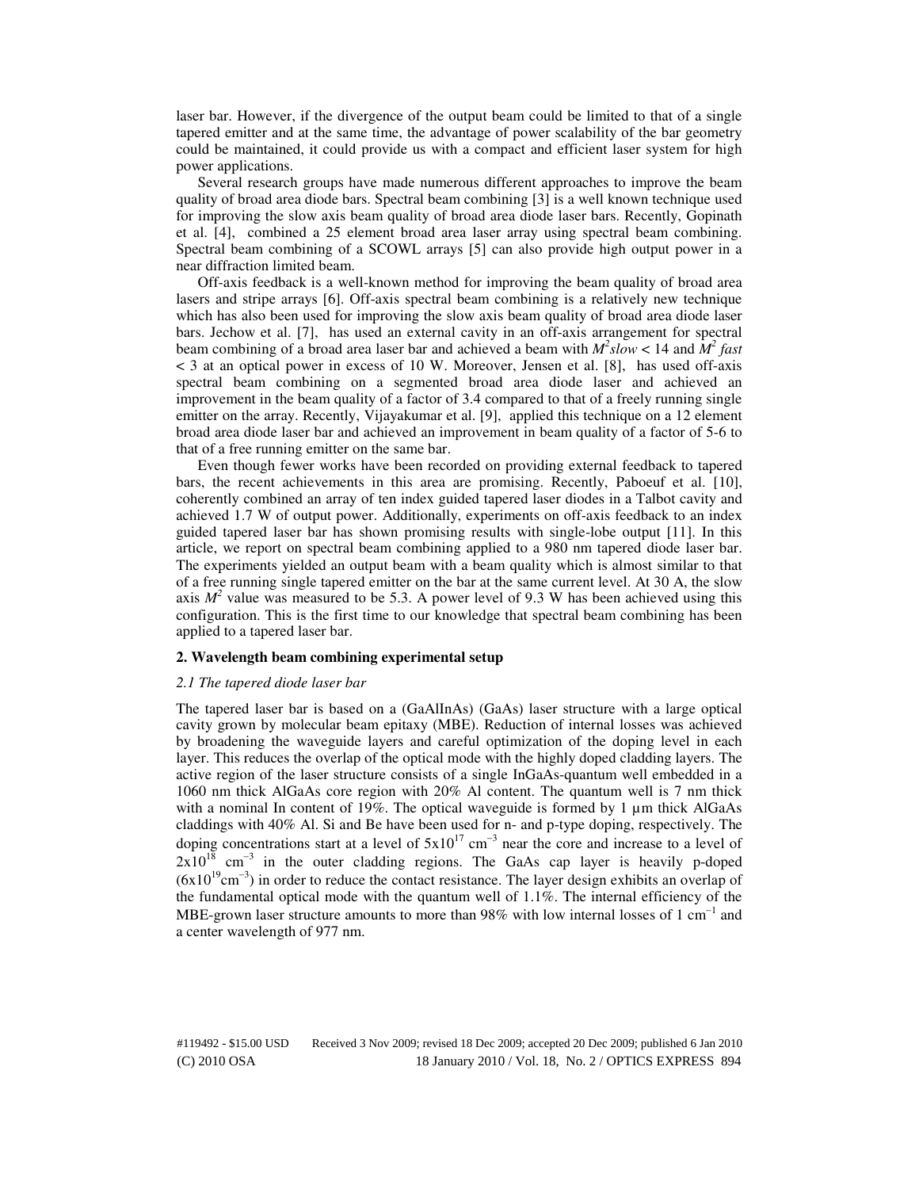laser bar. However, if the divergence of the output beam could be limited to that of a single tapered emitter and at the same time, the advantage of power scalability of the bar geometry could be maintained, it could provide us with a compact and efficient laser system for high power applications.

Several research groups have made numerous different approaches to improve the beam quality of broad area diode bars. Spectral beam combining [3] is a well known technique used for improving the slow axis beam quality of broad area diode laser bars. Recently, Gopinath et al. [4], combined a 25 element broad area laser array using spectral beam combining. Spectral beam combining of a SCOWL arrays [5] can also provide high output power in a near diffraction limited beam.

Off-axis feedback is a well-known method for improving the beam quality of broad area lasers and stripe arrays [6]. Off-axis spectral beam combining is a relatively new technique which has also been used for improving the slow axis beam quality of broad area diode laser bars. Jechow et al. [7], has used an external cavity in an off-axis arrangement for spectral beam combining of a broad area laser bar and achieved a beam with $M^2 slow < 14$ and $M^2$ *fast* $< 3$ at an optical power in excess of 10 W. Moreover, Jensen et al. [8], has used off-axis spectral beam combining on a segmented broad area diode laser and achieved an improvement in the beam quality of a factor of 3.4 compared to that of a freely running single emitter on the array. Recently, Vijayakumar et al. [9], applied this technique on a 12 element broad area diode laser bar and achieved an improvement in beam quality of a factor of 5-6 to that of a free running emitter on the same bar.

Even though fewer works have been recorded on providing external feedback to tapered bars, the recent achievements in this area are promising. Recently, Paboeuf et al. [10], coherently combined an array of ten index guided tapered laser diodes in a Talbot cavity and achieved 1.7 W of output power. Additionally, experiments on off-axis feedback to an index guided tapered laser bar has shown promising results with single-lobe output [11]. In this article, we report on spectral beam combining applied to a 980 nm tapered diode laser bar. The experiments yielded an output beam with a beam quality which is almost similar to that of a free running single tapered emitter on the bar at the same current level. At 30 A, the slow axis $M^2$ value was measured to be 5.3. A power level of 9.3 W has been achieved using this configuration. This is the first time to our knowledge that spectral beam combining has been applied to a tapered laser bar.

## 2. Wavelength beam combining experimental setup

### *2.1 The tapered diode laser bar*

The tapered laser bar is based on a (GaAlInAs) (GaAs) laser structure with a large optical cavity grown by molecular beam epitaxy (MBE). Reduction of internal losses was achieved by broadening the waveguide layers and careful optimization of the doping level in each layer. This reduces the overlap of the optical mode with the highly doped cladding layers. The active region of the laser structure consists of a single InGaAs-quantum well embedded in a 1060 nm thick AlGaAs core region with 20% Al content. The quantum well is 7 nm thick with a nominal In content of 19%. The optical waveguide is formed by 1 µm thick AlGaAs claddings with 40% Al. Si and Be have been used for n- and p-type doping, respectively. The doping concentrations start at a level of $5 \times 10^{17}$ cm$^{-3}$ near the core and increase to a level of $2 \times 10^{18}$ cm$^{-3}$ in the outer cladding regions. The GaAs cap layer is heavily p-doped ($6 \times 10^{19}$cm$^{-3}$) in order to reduce the contact resistance. The layer design exhibits an overlap of the fundamental optical mode with the quantum well of 1.1%. The internal efficiency of the MBE-grown laser structure amounts to more than 98% with low internal losses of 1 cm$^{-1}$ and a center wavelength of 977 nm.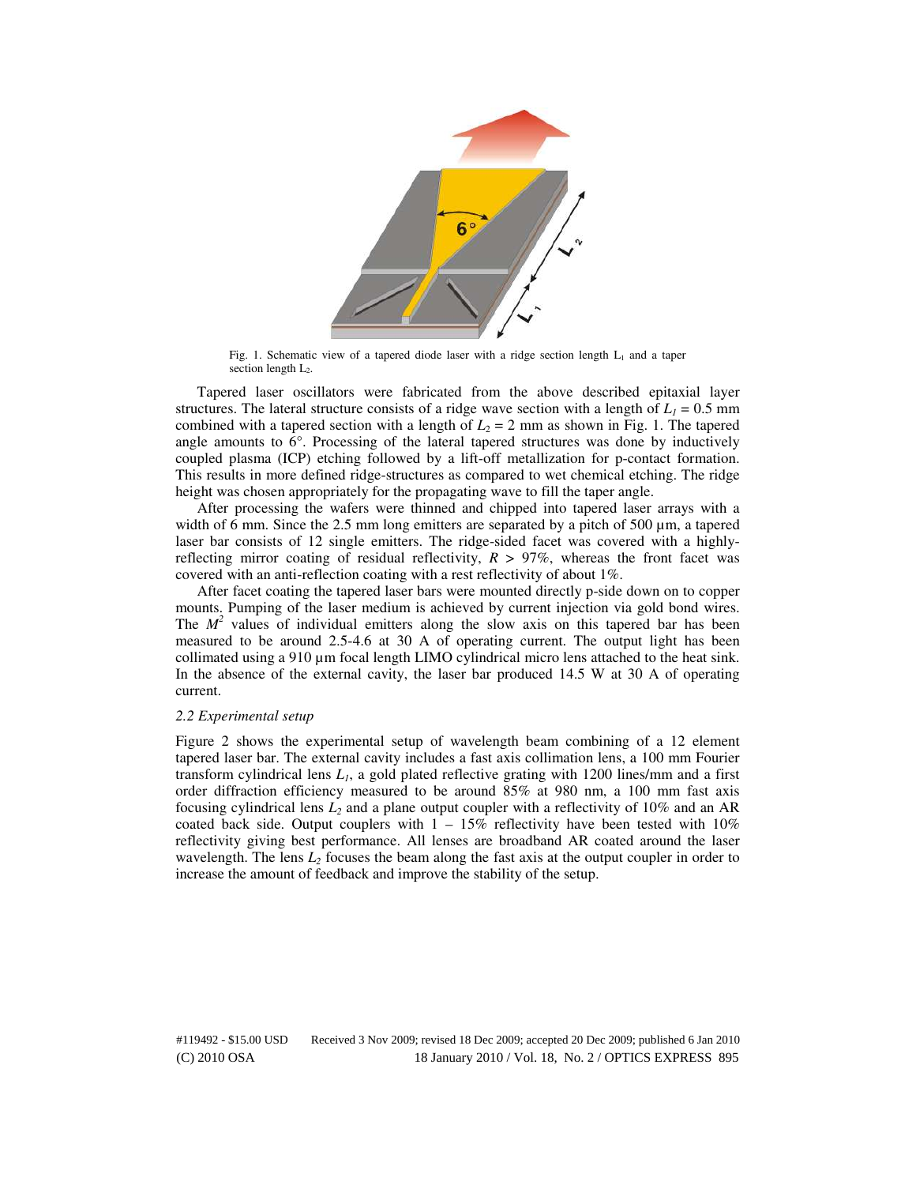Fig. 1. Schematic view of a tapered diode laser with a ridge section length $L_1$ and a taper section length $L_2$.

Tapered laser oscillators were fabricated from the above described epitaxial layer structures. The lateral structure consists of a ridge wave section with a length of $L_1 = 0.5$ mm combined with a tapered section with a length of $L_2 = 2$ mm as shown in Fig. 1. The tapered angle amounts to 6°. Processing of the lateral tapered structures was done by inductively coupled plasma (ICP) etching followed by a lift-off metallization for p-contact formation. This results in more defined ridge-structures as compared to wet chemical etching. The ridge height was chosen appropriately for the propagating wave to fill the taper angle.

After processing the wafers were thinned and chipped into tapered laser arrays with a width of 6 mm. Since the 2.5 mm long emitters are separated by a pitch of 500 µm, a tapered laser bar consists of 12 single emitters. The ridge-sided facet was covered with a highly-reflecting mirror coating of residual reflectivity, $R > 97\%$, whereas the front facet was covered with an anti-reflection coating with a rest reflectivity of about 1%.

After facet coating the tapered laser bars were mounted directly p-side down on to copper mounts. Pumping of the laser medium is achieved by current injection via gold bond wires. The $M^2$ values of individual emitters along the slow axis on this tapered bar has been measured to be around 2.5-4.6 at 30 A of operating current. The output light has been collimated using a 910 µm focal length LIMO cylindrical micro lens attached to the heat sink. In the absence of the external cavity, the laser bar produced 14.5 W at 30 A of operating current.

### *2.2 Experimental setup*

Figure 2 shows the experimental setup of wavelength beam combining of a 12 element tapered laser bar. The external cavity includes a fast axis collimation lens, a 100 mm Fourier transform cylindrical lens $L_1$, a gold plated reflective grating with 1200 lines/mm and a first order diffraction efficiency measured to be around 85% at 980 nm, a 100 mm fast axis focusing cylindrical lens $L_2$ and a plane output coupler with a reflectivity of 10% and an AR coated back side. Output couplers with 1 – 15% reflectivity have been tested with 10% reflectivity giving best performance. All lenses are broadband AR coated around the laser wavelength. The lens $L_2$ focuses the beam along the fast axis at the output coupler in order to increase the amount of feedback and improve the stability of the setup.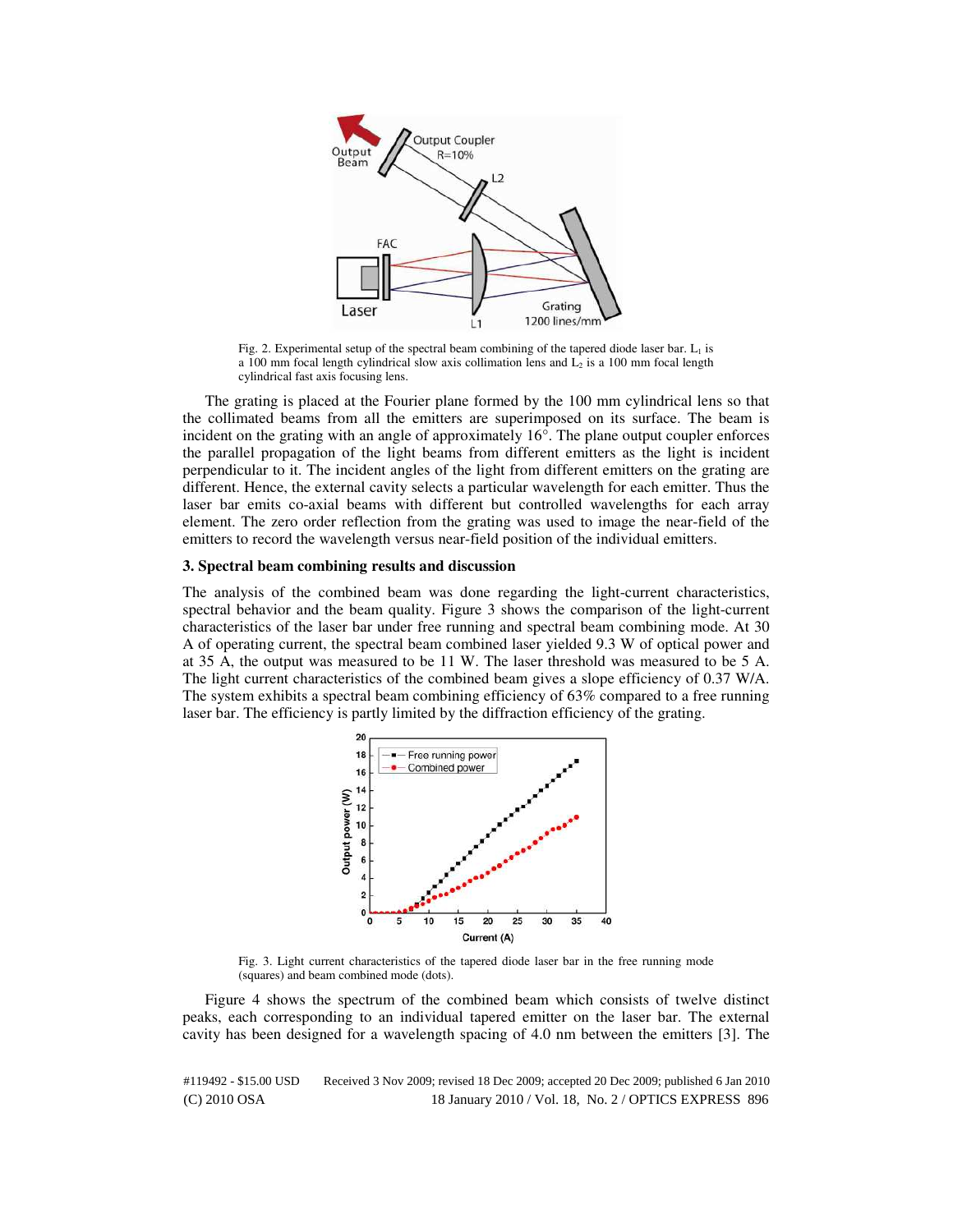Fig. 2. Experimental setup of the spectral beam combining of the tapered diode laser bar. $L_1$ is a 100 mm focal length cylindrical slow axis collimation lens and $L_2$ is a 100 mm focal length cylindrical fast axis focusing lens.

The grating is placed at the Fourier plane formed by the 100 mm cylindrical lens so that the collimated beams from all the emitters are superimposed on its surface. The beam is incident on the grating with an angle of approximately 16°. The plane output coupler enforces the parallel propagation of the light beams from different emitters as the light is incident perpendicular to it. The incident angles of the light from different emitters on the grating are different. Hence, the external cavity selects a particular wavelength for each emitter. Thus the laser bar emits co-axial beams with different but controlled wavelengths for each array element. The zero order reflection from the grating was used to image the near-field of the emitters to record the wavelength versus near-field position of the individual emitters.

### 3. Spectral beam combining results and discussion

The analysis of the combined beam was done regarding the light-current characteristics, spectral behavior and the beam quality. Figure 3 shows the comparison of the light-current characteristics of the laser bar under free running and spectral beam combining mode. At 30 A of operating current, the spectral beam combined laser yielded 9.3 W of optical power and at 35 A, the output was measured to be 11 W. The laser threshold was measured to be 5 A. The light current characteristics of the combined beam gives a slope efficiency of 0.37 W/A. The system exhibits a spectral beam combining efficiency of 63% compared to a free running laser bar. The efficiency is partly limited by the diffraction efficiency of the grating.

Fig. 3. Light current characteristics of the tapered diode laser bar in the free running mode (squares) and beam combined mode (dots).

Figure 4 shows the spectrum of the combined beam which consists of twelve distinct peaks, each corresponding to an individual tapered emitter on the laser bar. The external cavity has been designed for a wavelength spacing of 4.0 nm between the emitters [3]. The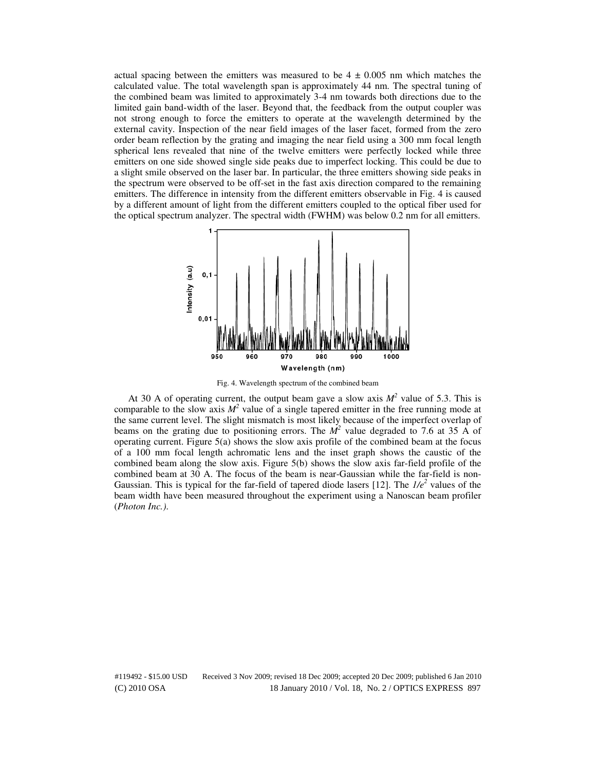actual spacing between the emitters was measured to be $4 \pm 0.005$ nm which matches the calculated value. The total wavelength span is approximately 44 nm. The spectral tuning of the combined beam was limited to approximately 3-4 nm towards both directions due to the limited gain band-width of the laser. Beyond that, the feedback from the output coupler was not strong enough to force the emitters to operate at the wavelength determined by the external cavity. Inspection of the near field images of the laser facet, formed from the zero order beam reflection by the grating and imaging the near field using a 300 mm focal length spherical lens revealed that nine of the twelve emitters were perfectly locked while three emitters on one side showed single side peaks due to imperfect locking. This could be due to a slight smile observed on the laser bar. In particular, the three emitters showing side peaks in the spectrum were observed to be off-set in the fast axis direction compared to the remaining emitters. The difference in intensity from the different emitters observable in Fig. 4 is caused by a different amount of light from the different emitters coupled to the optical fiber used for the optical spectrum analyzer. The spectral width (FWHM) was below 0.2 nm for all emitters.

Fig. 4. Wavelength spectrum of the combined beam

At 30 A of operating current, the output beam gave a slow axis $M^2$ value of 5.3. This is comparable to the slow axis $M^2$ value of a single tapered emitter in the free running mode at the same current level. The slight mismatch is most likely because of the imperfect overlap of beams on the grating due to positioning errors. The $M^2$ value degraded to 7.6 at 35 A of operating current. Figure 5(a) shows the slow axis profile of the combined beam at the focus of a 100 mm focal length achromatic lens and the inset graph shows the caustic of the combined beam along the slow axis. Figure 5(b) shows the slow axis far-field profile of the combined beam at 30 A. The focus of the beam is near-Gaussian while the far-field is non-Gaussian. This is typical for the far-field of tapered diode lasers [12]. The $1/e^2$ values of the beam width have been measured throughout the experiment using a Nanoscan beam profiler (*Photon Inc.)*.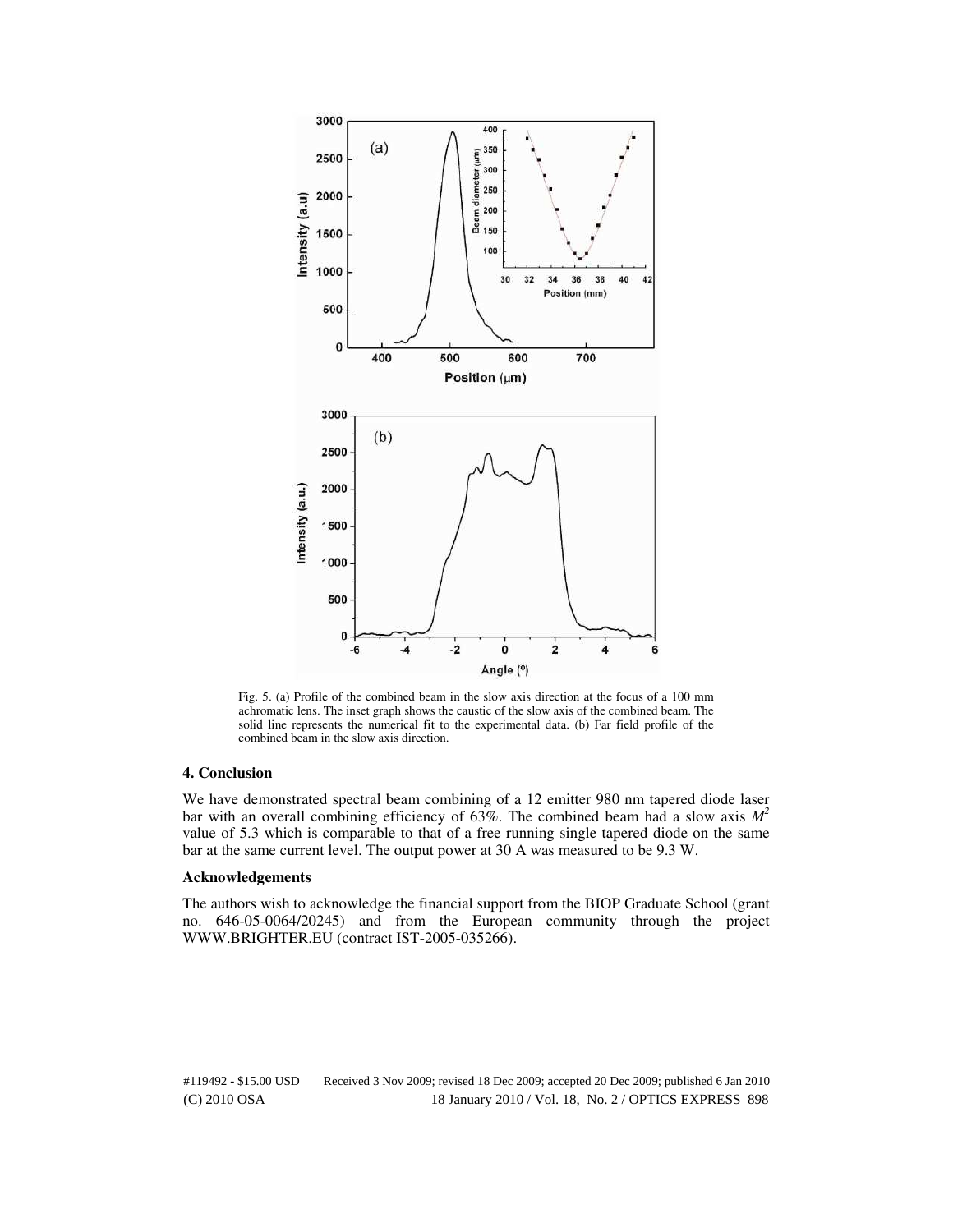(a)

Intensity (a.u)

3000
2500
2000
1500
1000
500
0

400 500 600 700

Position (μm)

Beam diameter (μm)

400
350
300
250
200
150
100

30 32 34 36 38 40 42

Position (mm)

(b)

Intensity (a.u.)

3000
2500
2000
1500
1000
500
0

-6 -4 -2 0 2 4 6

Angle (°)

Fig. 5. (a) Profile of the combined beam in the slow axis direction at the focus of a 100 mm achromatic lens. The inset graph shows the caustic of the slow axis of the combined beam. The solid line represents the numerical fit to the experimental data. (b) Far field profile of the combined beam in the slow axis direction.

## 4. Conclusion

We have demonstrated spectral beam combining of a 12 emitter 980 nm tapered diode laser bar with an overall combining efficiency of 63%. The combined beam had a slow axis $M^2$ value of 5.3 which is comparable to that of a free running single tapered diode on the same bar at the same current level. The output power at 30 A was measured to be 9.3 W.

## Acknowledgements

The authors wish to acknowledge the financial support from the BIOP Graduate School (grant no. 646-05-0064/20245) and from the European community through the project WWW.BRIGHTER.EU (contract IST-2005-035266).